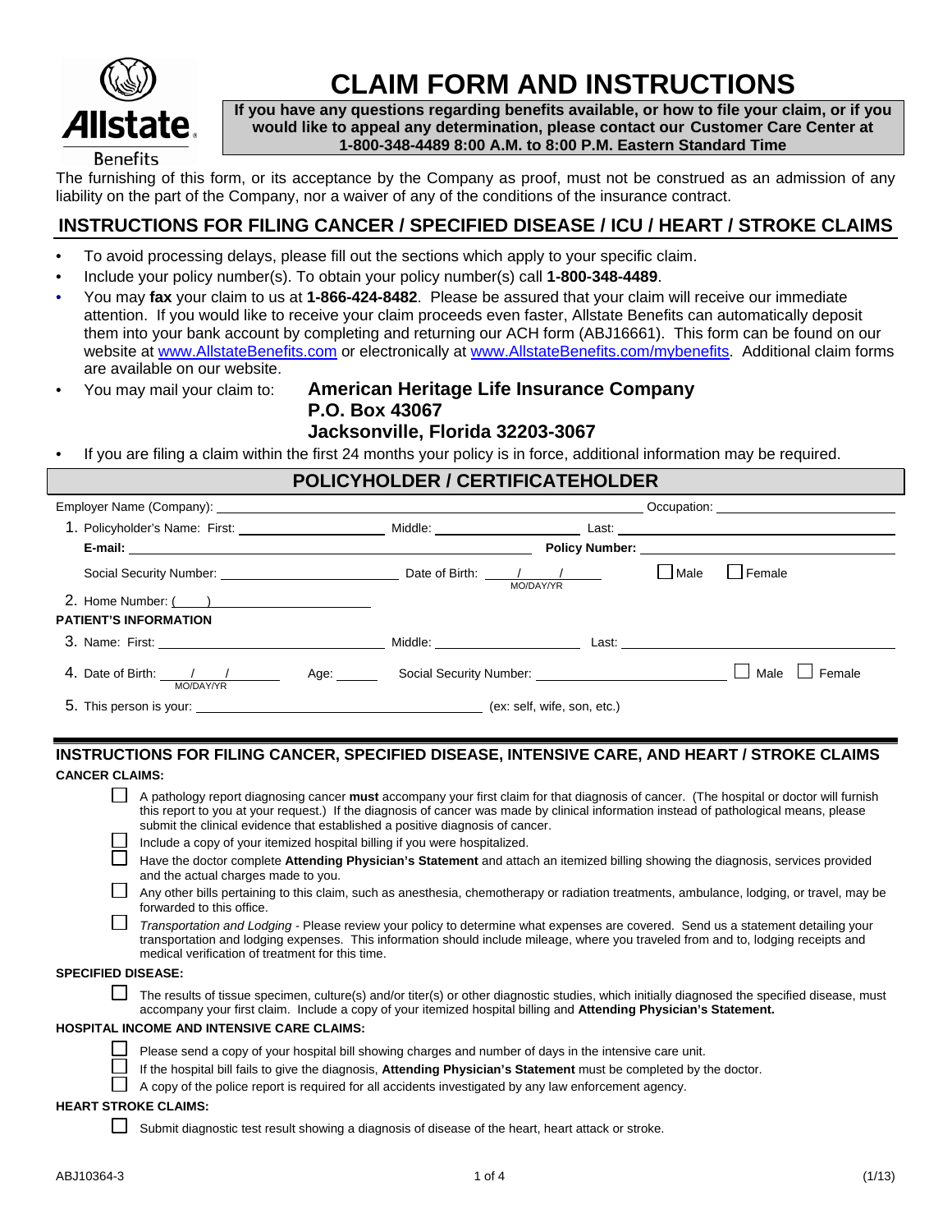Allstate Benefits

# CLAIM FORM AND INSTRUCTIONS

**If you have any questions regarding benefits available, or how to file your claim, or if you would like to appeal any determination, please contact our Customer Care Center at 1-800-348-4489 8:00 A.M. to 8:00 P.M. Eastern Standard Time**

The furnishing of this form, or its acceptance by the Company as proof, must not be construed as an admission of any liability on the part of the Company, nor a waiver of any of the conditions of the insurance contract.

## INSTRUCTIONS FOR FILING CANCER / SPECIFIED DISEASE / ICU / HEART / STROKE CLAIMS

- To avoid processing delays, please fill out the sections which apply to your specific claim.
- Include your policy number(s). To obtain your policy number(s) call **1-800-348-4489**.
- You may **fax** your claim to us at **1-866-424-8482**. Please be assured that your claim will receive our immediate attention. If you would like to receive your claim proceeds even faster, Allstate Benefits can automatically deposit them into your bank account by completing and returning our ACH form (ABJ16661). This form can be found on our website at www.AllstateBenefits.com or electronically at www.AllstateBenefits.com/mybenefits. Additional claim forms are available on our website.
- You may mail your claim to: **American Heritage Life Insurance Company**
  **P.O. Box 43067**
  **Jacksonville, Florida 32203-3067**
- If you are filing a claim within the first 24 months your policy is in force, additional information may be required.

## POLICYHOLDER / CERTIFICATEHOLDER

Employer Name (Company): ______________________ Occupation: ______________________

1. Policyholder's Name: First: ____________ Middle: ____________ Last: ____________
   **E-mail:** ______________________ **Policy Number:** ______________________
   Social Security Number: ____________ Date of Birth: ___/___/___ (MO/DAY/YR) ☐ Male ☐ Female
2. Home Number: ( ) ____________

**PATIENT'S INFORMATION**

3. Name: First: ____________ Middle: ____________ Last: ____________
4. Date of Birth: ___/___/___ (MO/DAY/YR) Age: ______ Social Security Number: ____________ ☐ Male ☐ Female
5. This person is your: ______________________ (ex: self, wife, son, etc.)

## INSTRUCTIONS FOR FILING CANCER, SPECIFIED DISEASE, INTENSIVE CARE, AND HEART / STROKE CLAIMS

**CANCER CLAIMS:**

- ☐ A pathology report diagnosing cancer **must** accompany your first claim for that diagnosis of cancer. (The hospital or doctor will furnish this report to you at your request.) If the diagnosis of cancer was made by clinical information instead of pathological means, please submit the clinical evidence that established a positive diagnosis of cancer.
- ☐ Include a copy of your itemized hospital billing if you were hospitalized.
- ☐ Have the doctor complete **Attending Physician's Statement** and attach an itemized billing showing the diagnosis, services provided and the actual charges made to you.
- ☐ Any other bills pertaining to this claim, such as anesthesia, chemotherapy or radiation treatments, ambulance, lodging, or travel, may be forwarded to this office.
- ☐ *Transportation and Lodging* - Please review your policy to determine what expenses are covered. Send us a statement detailing your transportation and lodging expenses. This information should include mileage, where you traveled from and to, lodging receipts and medical verification of treatment for this time.

**SPECIFIED DISEASE:**

- ☐ The results of tissue specimen, culture(s) and/or titer(s) or other diagnostic studies, which initially diagnosed the specified disease, must accompany your first claim. Include a copy of your itemized hospital billing and **Attending Physician's Statement.**

**HOSPITAL INCOME AND INTENSIVE CARE CLAIMS:**

- ☐ Please send a copy of your hospital bill showing charges and number of days in the intensive care unit.
- ☐ If the hospital bill fails to give the diagnosis, **Attending Physician's Statement** must be completed by the doctor.
- ☐ A copy of the police report is required for all accidents investigated by any law enforcement agency.

**HEART STROKE CLAIMS:**

- ☐ Submit diagnostic test result showing a diagnosis of disease of the heart, heart attack or stroke.

ABJ10364-3 (1/13)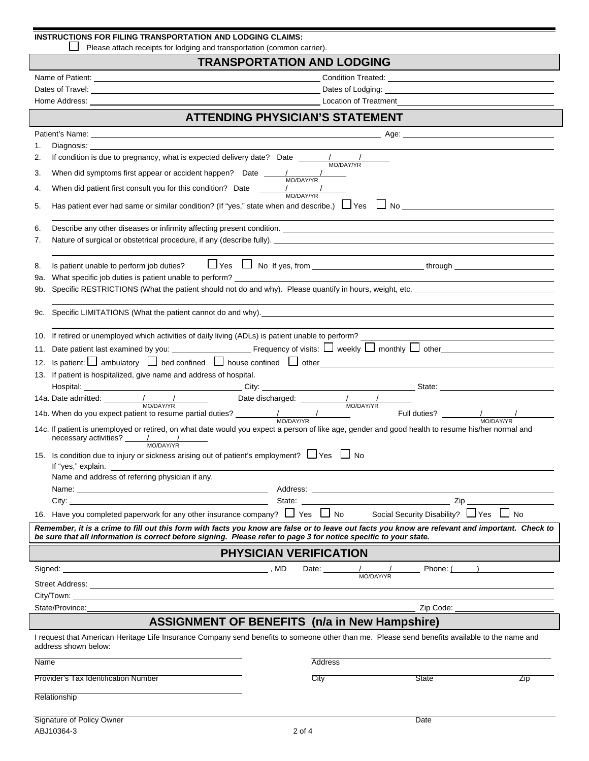**INSTRUCTIONS FOR FILING TRANSPORTATION AND LODGING CLAIMS:**

☐ Please attach receipts for lodging and transportation (common carrier).

## TRANSPORTATION AND LODGING

Name of Patient: ______________________ Condition Treated: ______________________

Dates of Travel: ______________________ Dates of Lodging: ______________________

Home Address: ______________________ Location of Treatment ______________________

## ATTENDING PHYSICIAN'S STATEMENT

Patient's Name: ______________________ Age: ______________________

1. Diagnosis: ______________________
2. If condition is due to pregnancy, what is expected delivery date? Date ___/___/___ (MO/DAY/YR)
3. When did symptoms first appear or accident happen? Date ___/___/___ (MO/DAY/YR)
4. When did patient first consult you for this condition? Date ___/___/___ (MO/DAY/YR)
5. Has patient ever had same or similar condition? (If "yes," state when and describe.) ☐ Yes ☐ No ______________________
6. Describe any other diseases or infirmity affecting present condition. ______________________
7. Nature of surgical or obstetrical procedure, if any (describe fully). ______________________
8. Is patient unable to perform job duties? ☐ Yes ☐ No If yes, from ______________ through ______________

9a. What specific job duties is patient unable to perform? ______________________

9b. Specific RESTRICTIONS (What the patient should not do and why). Please quantify in hours, weight, etc. ______________________

9c. Specific LIMITATIONS (What the patient cannot do and why). ______________________

10. If retired or unemployed which activities of daily living (ADLs) is patient unable to perform? ______________________
11. Date patient last examined by you: ______________ Frequency of visits: ☐ weekly ☐ monthly ☐ other ______________
12. Is patient: ☐ ambulatory ☐ bed confined ☐ house confined ☐ other ______________
13. If patient is hospitalized, give name and address of hospital.
    Hospital: ______________ City: ______________ State: ______________

14a. Date admitted: ___/___/___ (MO/DAY/YR) Date discharged: ___/___/___ (MO/DAY/YR)

14b. When do you expect patient to resume partial duties? ___/___/___ (MO/DAY/YR) Full duties? ___/___/___ (MO/DAY/YR)

14c. If patient is unemployed or retired, on what date would you expect a person of like age, gender and good health to resume his/her normal and necessary activities? ___/___/___ (MO/DAY/YR)

15. Is condition due to injury or sickness arising out of patient's employment? ☐ Yes ☐ No
    If "yes," explain. ______________________
    Name and address of referring physician if any.
    Name: ______________ Address: ______________
    City: ______________ State: ______________ Zip ______________
16. Have you completed paperwork for any other insurance company? ☐ Yes ☐ No Social Security Disability? ☐ Yes ☐ No

***Remember, it is a crime to fill out this form with facts you know are false or to leave out facts you know are relevant and important. Check to be sure that all information is correct before signing. Please refer to page 3 for notice specific to your state.***

## PHYSICIAN VERIFICATION

Signed: ______________________, MD Date: ___/___/___ (MO/DAY/YR) Phone: (____) ______________

Street Address: ______________________

City/Town: ______________________

State/Province: ______________________ Zip Code: ______________

## ASSIGNMENT OF BENEFITS (n/a in New Hampshire)

I request that American Heritage Life Insurance Company send benefits to someone other than me. Please send benefits available to the name and address shown below:

Name ______________________ Address ______________________

Provider's Tax Identification Number ______________________ City ______________ State ______________ Zip ______________

Relationship ______________________

Signature of Policy Owner ______________________ Date ______________

ABJ10364-3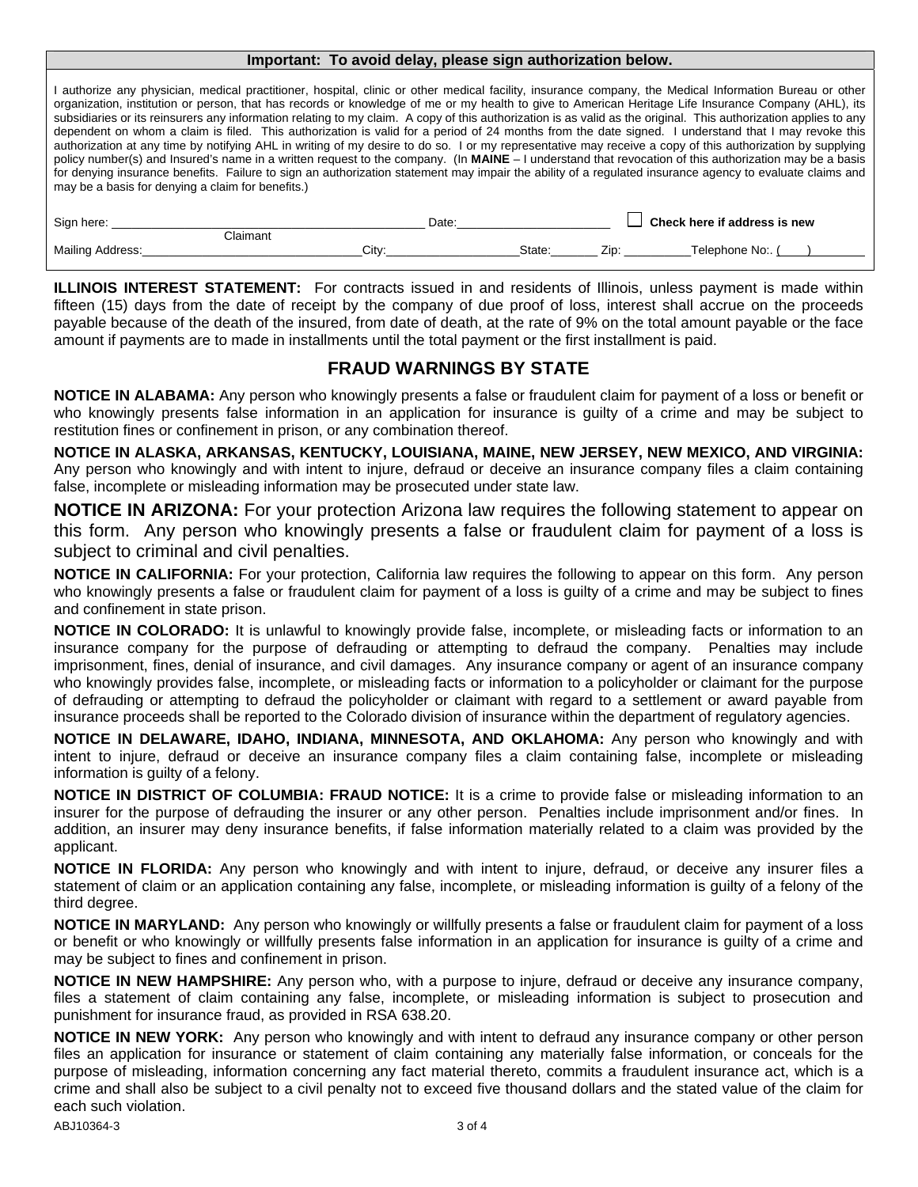**Important: To avoid delay, please sign authorization below.**

I authorize any physician, medical practitioner, hospital, clinic or other medical facility, insurance company, the Medical Information Bureau or other organization, institution or person, that has records or knowledge of me or my health to give to American Heritage Life Insurance Company (AHL), its subsidiaries or its reinsurers any information relating to my claim. A copy of this authorization is as valid as the original. This authorization applies to any dependent on whom a claim is filed. This authorization is valid for a period of 24 months from the date signed. I understand that I may revoke this authorization at any time by notifying AHL in writing of my desire to do so. I or my representative may receive a copy of this authorization by supplying policy number(s) and Insured's name in a written request to the company. (In **MAINE** – I understand that revocation of this authorization may be a basis for denying insurance benefits. Failure to sign an authorization statement may impair the ability of a regulated insurance agency to evaluate claims and may be a basis for denying a claim for benefits.)

Sign here: ______________________________ Date: ____________________ ☐ **Check here if address is new**
Claimant

Mailing Address: ______________________ City: ______________ State: ______ Zip: ________ Telephone No:. (____) ________

**ILLINOIS INTEREST STATEMENT:** For contracts issued in and residents of Illinois, unless payment is made within fifteen (15) days from the date of receipt by the company of due proof of loss, interest shall accrue on the proceeds payable because of the death of the insured, from date of death, at the rate of 9% on the total amount payable or the face amount if payments are to made in installments until the total payment or the first installment is paid.

## FRAUD WARNINGS BY STATE

**NOTICE IN ALABAMA:** Any person who knowingly presents a false or fraudulent claim for payment of a loss or benefit or who knowingly presents false information in an application for insurance is guilty of a crime and may be subject to restitution fines or confinement in prison, or any combination thereof.

**NOTICE IN ALASKA, ARKANSAS, KENTUCKY, LOUISIANA, MAINE, NEW JERSEY, NEW MEXICO, AND VIRGINIA:** Any person who knowingly and with intent to injure, defraud or deceive an insurance company files a claim containing false, incomplete or misleading information may be prosecuted under state law.

**NOTICE IN ARIZONA:** For your protection Arizona law requires the following statement to appear on this form. Any person who knowingly presents a false or fraudulent claim for payment of a loss is subject to criminal and civil penalties.

**NOTICE IN CALIFORNIA:** For your protection, California law requires the following to appear on this form. Any person who knowingly presents a false or fraudulent claim for payment of a loss is guilty of a crime and may be subject to fines and confinement in state prison.

**NOTICE IN COLORADO:** It is unlawful to knowingly provide false, incomplete, or misleading facts or information to an insurance company for the purpose of defrauding or attempting to defraud the company. Penalties may include imprisonment, fines, denial of insurance, and civil damages. Any insurance company or agent of an insurance company who knowingly provides false, incomplete, or misleading facts or information to a policyholder or claimant for the purpose of defrauding or attempting to defraud the policyholder or claimant with regard to a settlement or award payable from insurance proceeds shall be reported to the Colorado division of insurance within the department of regulatory agencies.

**NOTICE IN DELAWARE, IDAHO, INDIANA, MINNESOTA, AND OKLAHOMA:** Any person who knowingly and with intent to injure, defraud or deceive an insurance company files a claim containing false, incomplete or misleading information is guilty of a felony.

**NOTICE IN DISTRICT OF COLUMBIA: FRAUD NOTICE:** It is a crime to provide false or misleading information to an insurer for the purpose of defrauding the insurer or any other person. Penalties include imprisonment and/or fines. In addition, an insurer may deny insurance benefits, if false information materially related to a claim was provided by the applicant.

**NOTICE IN FLORIDA:** Any person who knowingly and with intent to injure, defraud, or deceive any insurer files a statement of claim or an application containing any false, incomplete, or misleading information is guilty of a felony of the third degree.

**NOTICE IN MARYLAND:** Any person who knowingly or willfully presents a false or fraudulent claim for payment of a loss or benefit or who knowingly or willfully presents false information in an application for insurance is guilty of a crime and may be subject to fines and confinement in prison.

**NOTICE IN NEW HAMPSHIRE:** Any person who, with a purpose to injure, defraud or deceive any insurance company, files a statement of claim containing any false, incomplete, or misleading information is subject to prosecution and punishment for insurance fraud, as provided in RSA 638.20.

**NOTICE IN NEW YORK:** Any person who knowingly and with intent to defraud any insurance company or other person files an application for insurance or statement of claim containing any materially false information, or conceals for the purpose of misleading, information concerning any fact material thereto, commits a fraudulent insurance act, which is a crime and shall also be subject to a civil penalty not to exceed five thousand dollars and the stated value of the claim for each such violation.

ABJ10364-3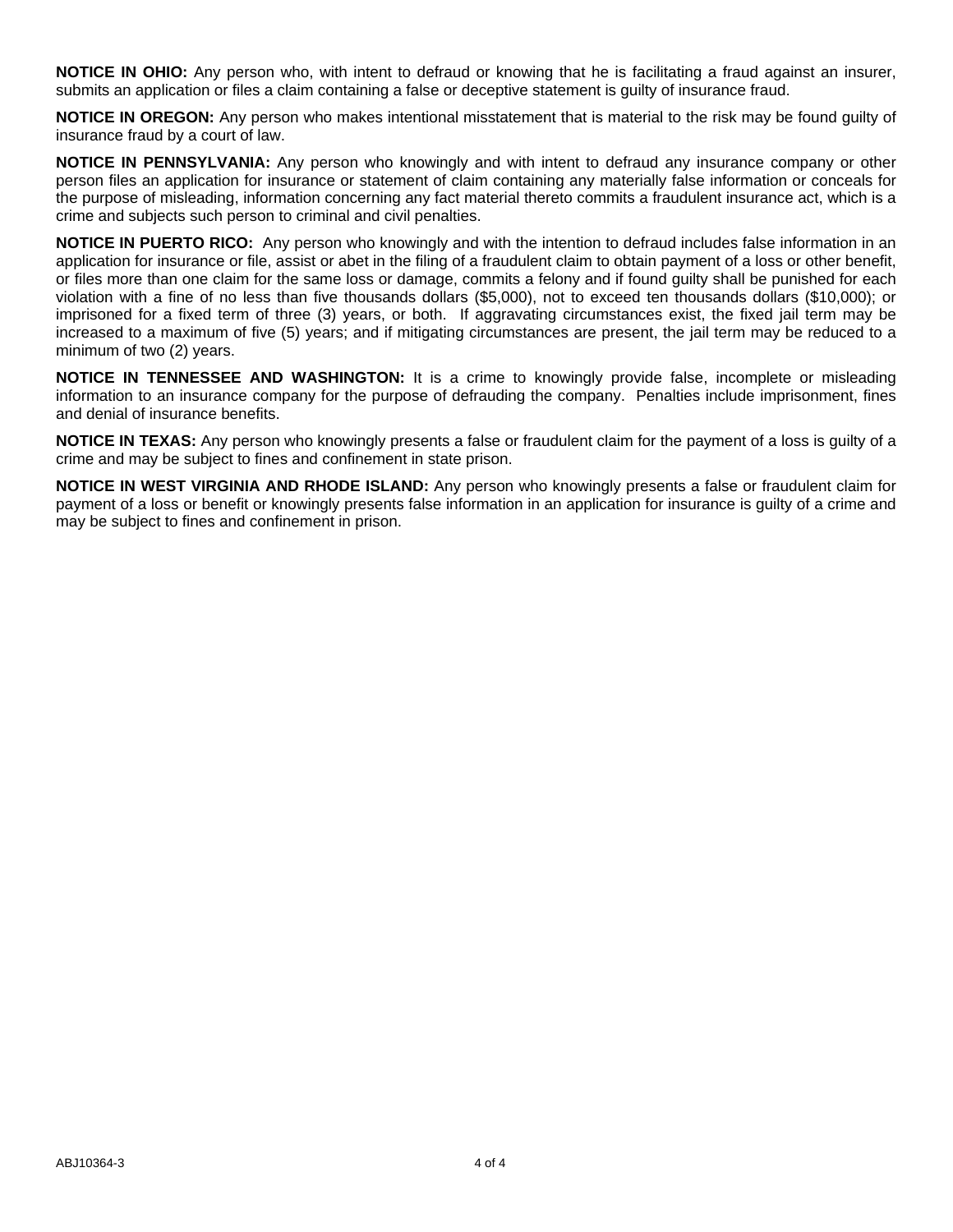**NOTICE IN OHIO:** Any person who, with intent to defraud or knowing that he is facilitating a fraud against an insurer, submits an application or files a claim containing a false or deceptive statement is guilty of insurance fraud.

**NOTICE IN OREGON:** Any person who makes intentional misstatement that is material to the risk may be found guilty of insurance fraud by a court of law.

**NOTICE IN PENNSYLVANIA:** Any person who knowingly and with intent to defraud any insurance company or other person files an application for insurance or statement of claim containing any materially false information or conceals for the purpose of misleading, information concerning any fact material thereto commits a fraudulent insurance act, which is a crime and subjects such person to criminal and civil penalties.

**NOTICE IN PUERTO RICO:** Any person who knowingly and with the intention to defraud includes false information in an application for insurance or file, assist or abet in the filing of a fraudulent claim to obtain payment of a loss or other benefit, or files more than one claim for the same loss or damage, commits a felony and if found guilty shall be punished for each violation with a fine of no less than five thousands dollars ($5,000), not to exceed ten thousands dollars ($10,000); or imprisoned for a fixed term of three (3) years, or both. If aggravating circumstances exist, the fixed jail term may be increased to a maximum of five (5) years; and if mitigating circumstances are present, the jail term may be reduced to a minimum of two (2) years.

**NOTICE IN TENNESSEE AND WASHINGTON:** It is a crime to knowingly provide false, incomplete or misleading information to an insurance company for the purpose of defrauding the company. Penalties include imprisonment, fines and denial of insurance benefits.

**NOTICE IN TEXAS:** Any person who knowingly presents a false or fraudulent claim for the payment of a loss is guilty of a crime and may be subject to fines and confinement in state prison.

**NOTICE IN WEST VIRGINIA AND RHODE ISLAND:** Any person who knowingly presents a false or fraudulent claim for payment of a loss or benefit or knowingly presents false information in an application for insurance is guilty of a crime and may be subject to fines and confinement in prison.

ABJ10364-3